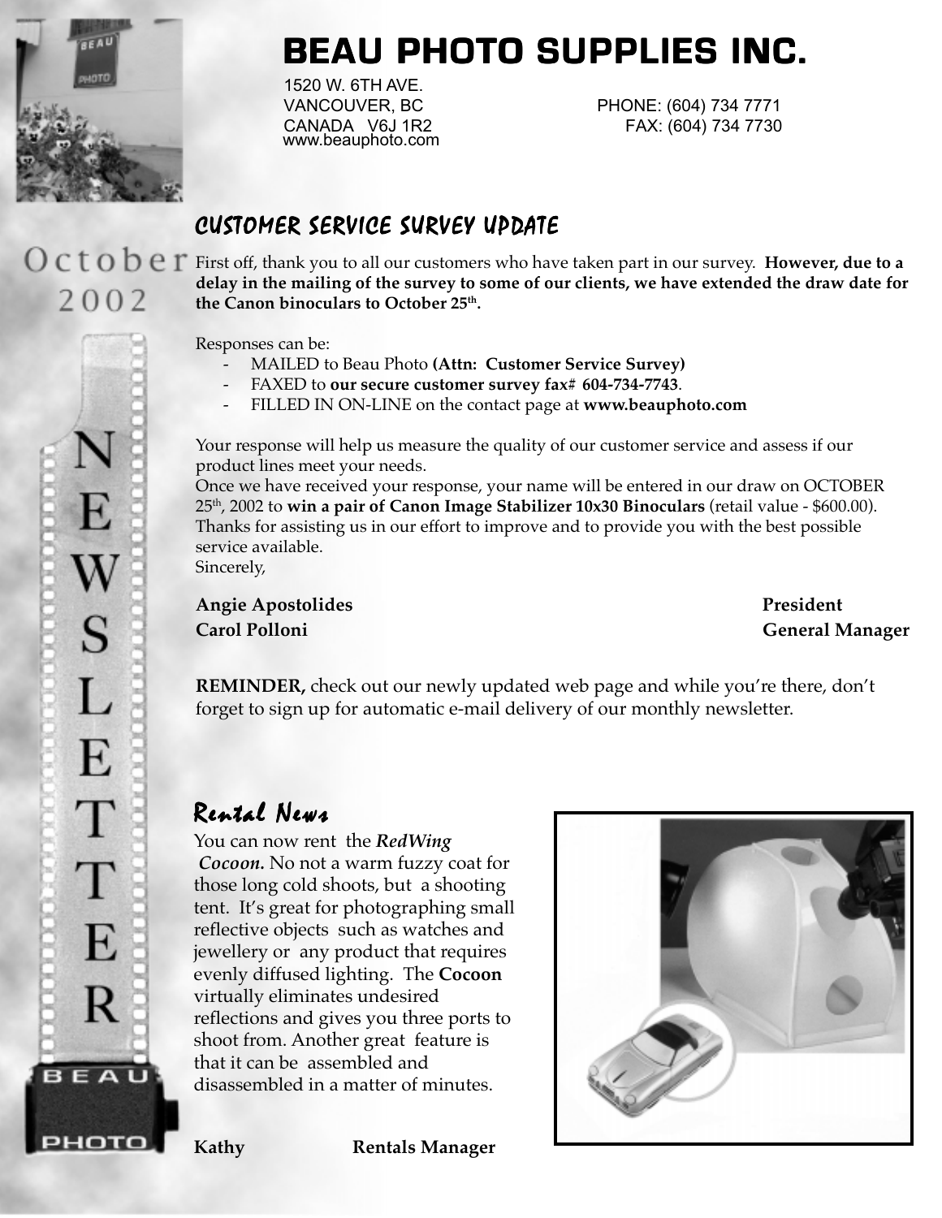# BEAU PHOTO SUPPLIES INC.

1520 W. 6TH AVE.
VANCOUVER, BC
CANADA V6J 1R2
www.beauphoto.com

PHONE: (604) 734 7771
FAX: (604) 734 7730

October 2002

NEWSLETTER

## CUSTOMER SERVICE SURVEY UPDATE

First off, thank you to all our customers who have taken part in our survey. **However, due to a delay in the mailing of the survey to some of our clients, we have extended the draw date for the Canon binoculars to October 25th.**

Responses can be:

- MAILED to Beau Photo **(Attn: Customer Service Survey)**
- FAXED to **our secure customer survey fax# 604-734-7743**.
- FILLED IN ON-LINE on the contact page at **www.beauphoto.com**

Your response will help us measure the quality of our customer service and assess if our product lines meet your needs.
Once we have received your response, your name will be entered in our draw on OCTOBER 25th, 2002 to **win a pair of Canon Image Stabilizer 10x30 Binoculars** (retail value - $600.00).
Thanks for assisting us in our effort to improve and to provide you with the best possible service available.
Sincerely,

**Angie Apostolides** — **President**
**Carol Polloni** — **General Manager**

**REMINDER,** check out our newly updated web page and while you're there, don't forget to sign up for automatic e-mail delivery of our monthly newsletter.

## Rental News

You can now rent the ***RedWing Cocoon.*** No not a warm fuzzy coat for those long cold shoots, but a shooting tent. It's great for photographing small reflective objects such as watches and jewellery or any product that requires evenly diffused lighting. The **Cocoon** virtually eliminates undesired reflections and gives you three ports to shoot from. Another great feature is that it can be assembled and disassembled in a matter of minutes.

**Kathy** — **Rentals Manager**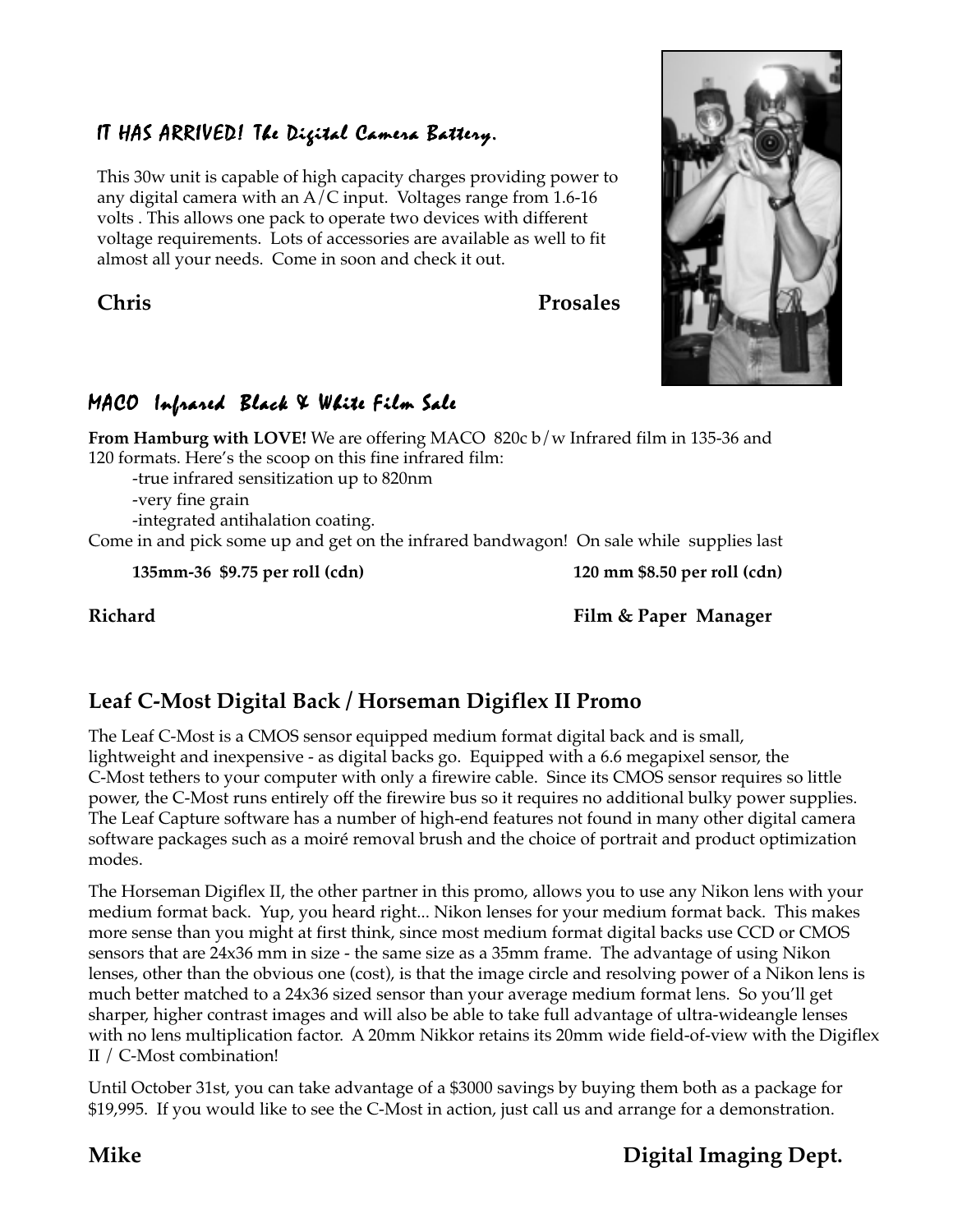## IT HAS ARRIVED! The Digital Camera Battery.

This 30w unit is capable of high capacity charges providing power to any digital camera with an A/C input. Voltages range from 1.6-16 volts . This allows one pack to operate two devices with different voltage requirements. Lots of accessories are available as well to fit almost all your needs. Come in soon and check it out.

**Chris** **Prosales**

## MACO Infrared Black & White Film Sale

**From Hamburg with LOVE!** We are offering MACO 820c b/w Infrared film in 135-36 and 120 formats. Here's the scoop on this fine infrared film:

- -true infrared sensitization up to 820nm
- -very fine grain
- -integrated antihalation coating.

Come in and pick some up and get on the infrared bandwagon! On sale while supplies last

**135mm-36 $9.75 per roll (cdn)** **120 mm $8.50 per roll (cdn)**

**Richard** **Film & Paper Manager**

## Leaf C-Most Digital Back / Horseman Digiflex II Promo

The Leaf C-Most is a CMOS sensor equipped medium format digital back and is small, lightweight and inexpensive - as digital backs go. Equipped with a 6.6 megapixel sensor, the C-Most tethers to your computer with only a firewire cable. Since its CMOS sensor requires so little power, the C-Most runs entirely off the firewire bus so it requires no additional bulky power supplies. The Leaf Capture software has a number of high-end features not found in many other digital camera software packages such as a moiré removal brush and the choice of portrait and product optimization modes.

The Horseman Digiflex II, the other partner in this promo, allows you to use any Nikon lens with your medium format back. Yup, you heard right... Nikon lenses for your medium format back. This makes more sense than you might at first think, since most medium format digital backs use CCD or CMOS sensors that are 24x36 mm in size - the same size as a 35mm frame. The advantage of using Nikon lenses, other than the obvious one (cost), is that the image circle and resolving power of a Nikon lens is much better matched to a 24x36 sized sensor than your average medium format lens. So you'll get sharper, higher contrast images and will also be able to take full advantage of ultra-wideangle lenses with no lens multiplication factor. A 20mm Nikkor retains its 20mm wide field-of-view with the Digiflex II / C-Most combination!

Until October 31st, you can take advantage of a $3000 savings by buying them both as a package for $19,995. If you would like to see the C-Most in action, just call us and arrange for a demonstration.

**Mike** **Digital Imaging Dept.**